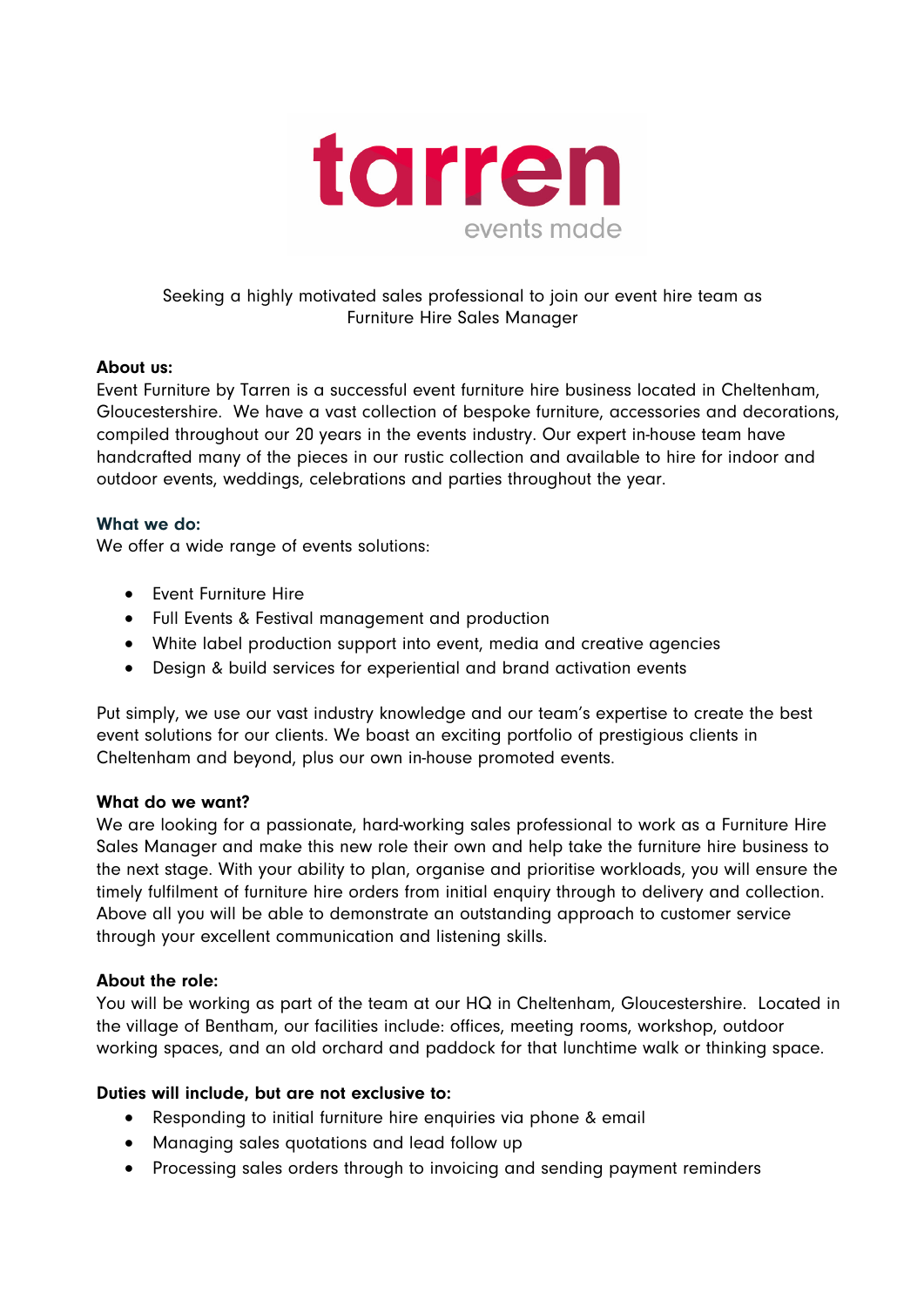tarren

events made

Seeking a highly motivated sales professional to join our event hire team as Furniture Hire Sales Manager

**About us:**

Event Furniture by Tarren is a successful event furniture hire business located in Cheltenham, Gloucestershire. We have a vast collection of bespoke furniture, accessories and decorations, compiled throughout our 20 years in the events industry. Our expert in-house team have handcrafted many of the pieces in our rustic collection and available to hire for indoor and outdoor events, weddings, celebrations and parties throughout the year.

**What we do:**

We offer a wide range of events solutions:

- Event Furniture Hire
- Full Events & Festival management and production
- White label production support into event, media and creative agencies
- Design & build services for experiential and brand activation events

Put simply, we use our vast industry knowledge and our team's expertise to create the best event solutions for our clients. We boast an exciting portfolio of prestigious clients in Cheltenham and beyond, plus our own in-house promoted events.

**What do we want?**

We are looking for a passionate, hard-working sales professional to work as a Furniture Hire Sales Manager and make this new role their own and help take the furniture hire business to the next stage. With your ability to plan, organise and prioritise workloads, you will ensure the timely fulfilment of furniture hire orders from initial enquiry through to delivery and collection. Above all you will be able to demonstrate an outstanding approach to customer service through your excellent communication and listening skills.

**About the role:**

You will be working as part of the team at our HQ in Cheltenham, Gloucestershire. Located in the village of Bentham, our facilities include: offices, meeting rooms, workshop, outdoor working spaces, and an old orchard and paddock for that lunchtime walk or thinking space.

**Duties will include, but are not exclusive to:**

- Responding to initial furniture hire enquiries via phone & email
- Managing sales quotations and lead follow up
- Processing sales orders through to invoicing and sending payment reminders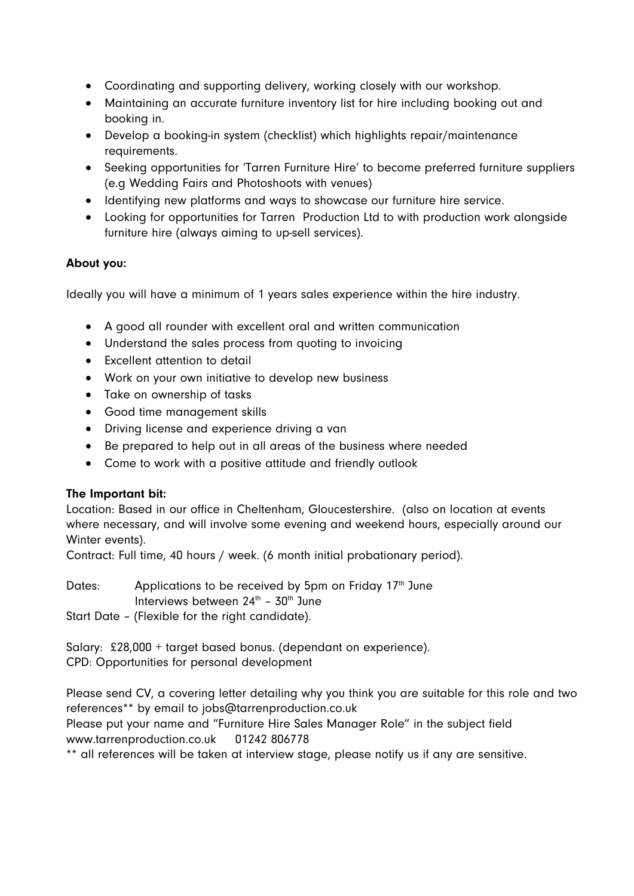- Coordinating and supporting delivery, working closely with our workshop.
- Maintaining an accurate furniture inventory list for hire including booking out and booking in.
- Develop a booking-in system (checklist) which highlights repair/maintenance requirements.
- Seeking opportunities for 'Tarren Furniture Hire' to become preferred furniture suppliers (e.g Wedding Fairs and Photoshoots with venues)
- Identifying new platforms and ways to showcase our furniture hire service.
- Looking for opportunities for Tarren Production Ltd to with production work alongside furniture hire (always aiming to up-sell services).

**About you:**

Ideally you will have a minimum of 1 years sales experience within the hire industry.

- A good all rounder with excellent oral and written communication
- Understand the sales process from quoting to invoicing
- Excellent attention to detail
- Work on your own initiative to develop new business
- Take on ownership of tasks
- Good time management skills
- Driving license and experience driving a van
- Be prepared to help out in all areas of the business where needed
- Come to work with a positive attitude and friendly outlook

**The Important bit:**

Location: Based in our office in Cheltenham, Gloucestershire. (also on location at events where necessary, and will involve some evening and weekend hours, especially around our Winter events).

Contract: Full time, 40 hours / week. (6 month initial probationary period).

Dates: Applications to be received by 5pm on Friday 17th June
Interviews between 24th – 30th June

Start Date – (Flexible for the right candidate).

Salary: £28,000 + target based bonus. (dependant on experience).

CPD: Opportunities for personal development

Please send CV, a covering letter detailing why you think you are suitable for this role and two references** by email to jobs@tarrenproduction.co.uk

Please put your name and "Furniture Hire Sales Manager Role" in the subject field

www.tarrenproduction.co.uk 01242 806778

** all references will be taken at interview stage, please notify us if any are sensitive.